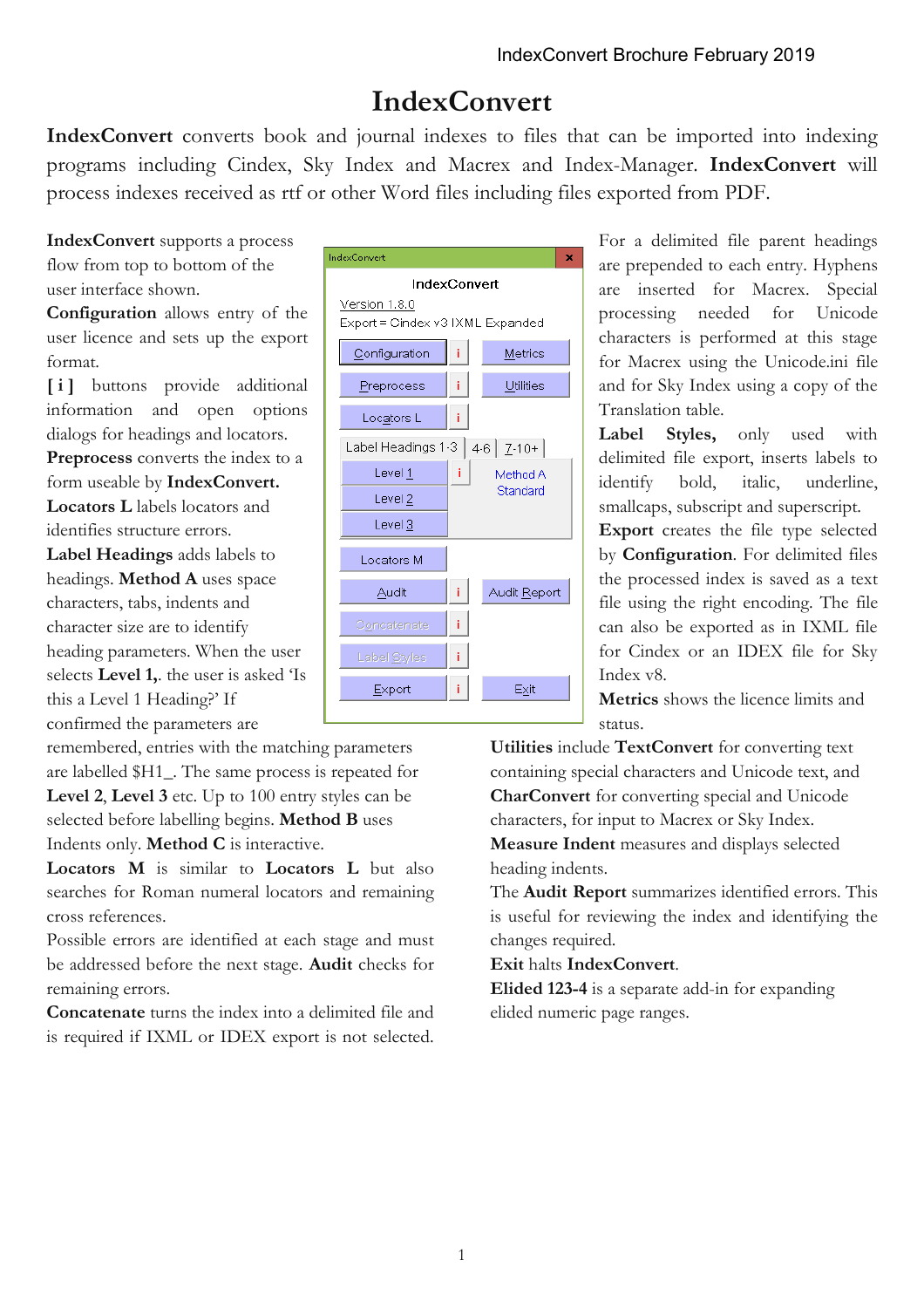# IndexConvert

**IndexConvert** converts book and journal indexes to files that can be imported into indexing programs including Cindex, Sky Index and Macrex and Index-Manager. **IndexConvert** will process indexes received as rtf or other Word files including files exported from PDF.

**IndexConvert** supports a process flow from top to bottom of the user interface shown.

**Configuration** allows entry of the user licence and sets up the export format.

**[ i ]** buttons provide additional information and open options dialogs for headings and locators.

**Preprocess** converts the index to a form useable by **IndexConvert.**

**Locators L** labels locators and identifies structure errors.

**Label Headings** adds labels to headings. **Method A** uses space characters, tabs, indents and character size are to identify heading parameters. When the user selects **Level 1**,. the user is asked 'Is this a Level 1 Heading?' If confirmed the parameters are remembered, entries with the matching parameters are labelled $H1_. The same process is repeated for **Level 2**, **Level 3** etc. Up to 100 entry styles can be selected before labelling begins. **Method B** uses Indents only. **Method C** is interactive.

**Locators M** is similar to **Locators L** but also searches for Roman numeral locators and remaining cross references.

Possible errors are identified at each stage and must be addressed before the next stage. **Audit** checks for remaining errors.

**Concatenate** turns the index into a delimited file and is required if IXML or IDEX export is not selected.

For a delimited file parent headings are prepended to each entry. Hyphens are inserted for Macrex. Special processing needed for Unicode characters is performed at this stage for Macrex using the Unicode.ini file and for Sky Index using a copy of the Translation table.

**Label Styles,** only used with delimited file export, inserts labels to identify bold, italic, underline, smallcaps, subscript and superscript.

**Export** creates the file type selected by **Configuration**. For delimited files the processed index is saved as a text file using the right encoding. The file can also be exported as in IXML file for Cindex or an IDEX file for Sky Index v8.

**Metrics** shows the licence limits and status.

**Utilities** include **TextConvert** for converting text containing special characters and Unicode text, and **CharConvert** for converting special and Unicode characters, for input to Macrex or Sky Index.

**Measure Indent** measures and displays selected heading indents.

The **Audit Report** summarizes identified errors. This is useful for reviewing the index and identifying the changes required.

**Exit** halts **IndexConvert**.

**Elided 123-4** is a separate add-in for expanding elided numeric page ranges.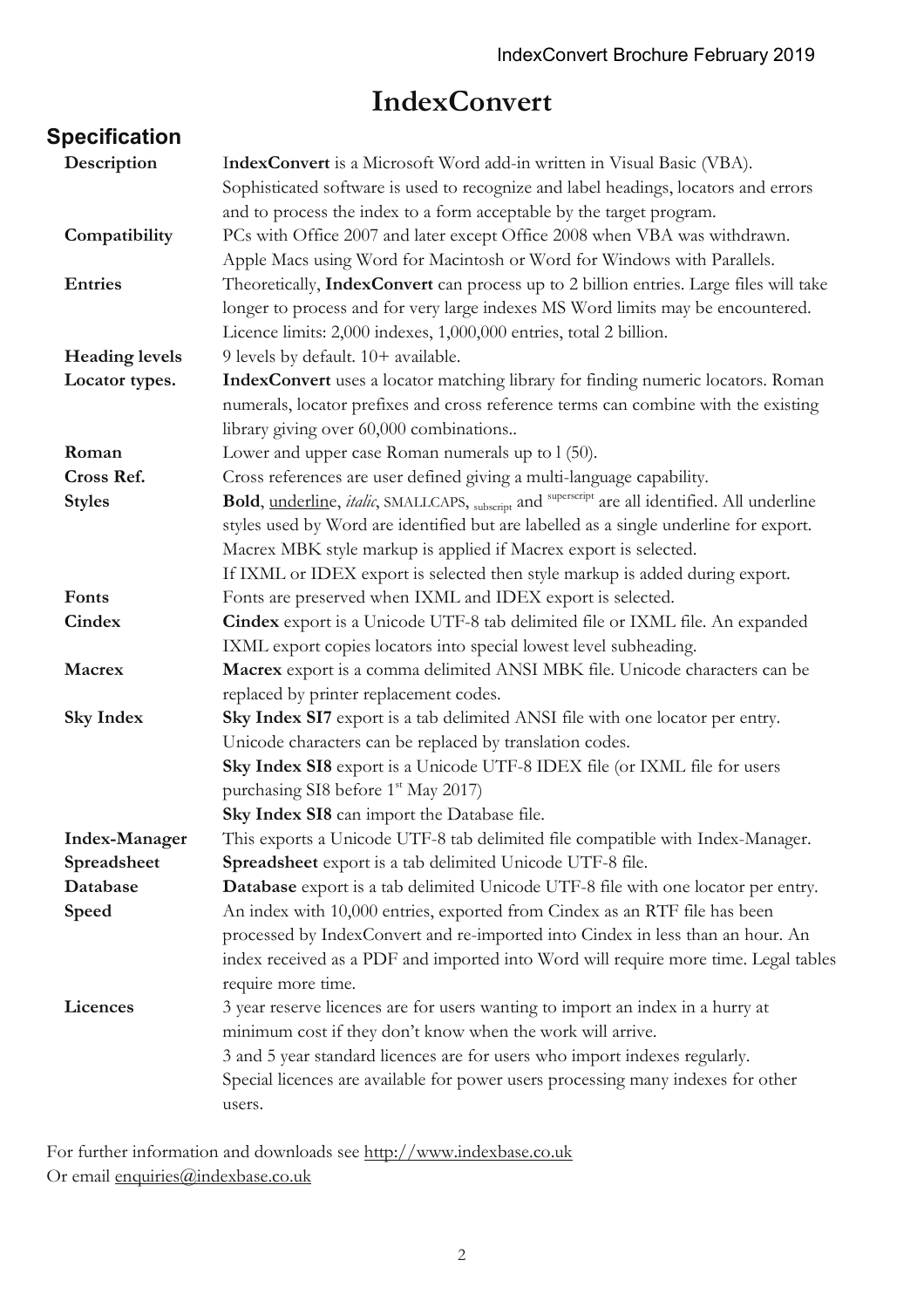# IndexConvert

## Specification

| | |
|---|---|
| **Description** | **IndexConvert** is a Microsoft Word add-in written in Visual Basic (VBA). Sophisticated software is used to recognize and label headings, locators and errors and to process the index to a form acceptable by the target program. |
| **Compatibility** | PCs with Office 2007 and later except Office 2008 when VBA was withdrawn. Apple Macs using Word for Macintosh or Word for Windows with Parallels. |
| **Entries** | Theoretically, **IndexConvert** can process up to 2 billion entries. Large files will take longer to process and for very large indexes MS Word limits may be encountered. Licence limits: 2,000 indexes, 1,000,000 entries, total 2 billion. |
| **Heading levels** | 9 levels by default. 10+ available. |
| **Locator types.** | **IndexConvert** uses a locator matching library for finding numeric locators. Roman numerals, locator prefixes and cross reference terms can combine with the existing library giving over 60,000 combinations.. |
| **Roman** | Lower and upper case Roman numerals up to l (50). |
| **Cross Ref.** | Cross references are user defined giving a multi-language capability. |
| **Styles** | **Bold**, underline, *italic*, SMALLCAPS, $_{\text{subscript}}$ and $^{\text{superscript}}$ are all identified. All underline styles used by Word are identified but are labelled as a single underline for export. Macrex MBK style markup is applied if Macrex export is selected. If IXML or IDEX export is selected then style markup is added during export. |
| **Fonts** | Fonts are preserved when IXML and IDEX export is selected. |
| **Cindex** | **Cindex** export is a Unicode UTF-8 tab delimited file or IXML file. An expanded IXML export copies locators into special lowest level subheading. |
| **Macrex** | **Macrex** export is a comma delimited ANSI MBK file. Unicode characters can be replaced by printer replacement codes. |
| **Sky Index** | **Sky Index SI7** export is a tab delimited ANSI file with one locator per entry. Unicode characters can be replaced by translation codes. **Sky Index SI8** export is a Unicode UTF-8 IDEX file (or IXML file for users purchasing SI8 before 1st May 2017) **Sky Index SI8** can import the Database file. |
| **Index-Manager** | This exports a Unicode UTF-8 tab delimited file compatible with Index-Manager. |
| **Spreadsheet** | **Spreadsheet** export is a tab delimited Unicode UTF-8 file. |
| **Database** | **Database** export is a tab delimited Unicode UTF-8 file with one locator per entry. |
| **Speed** | An index with 10,000 entries, exported from Cindex as an RTF file has been processed by IndexConvert and re-imported into Cindex in less than an hour. An index received as a PDF and imported into Word will require more time. Legal tables require more time. |
| **Licences** | 3 year reserve licences are for users wanting to import an index in a hurry at minimum cost if they don't know when the work will arrive. 3 and 5 year standard licences are for users who import indexes regularly. Special licences are available for power users processing many indexes for other users. |

For further information and downloads see http://www.indexbase.co.uk
Or email enquiries@indexbase.co.uk